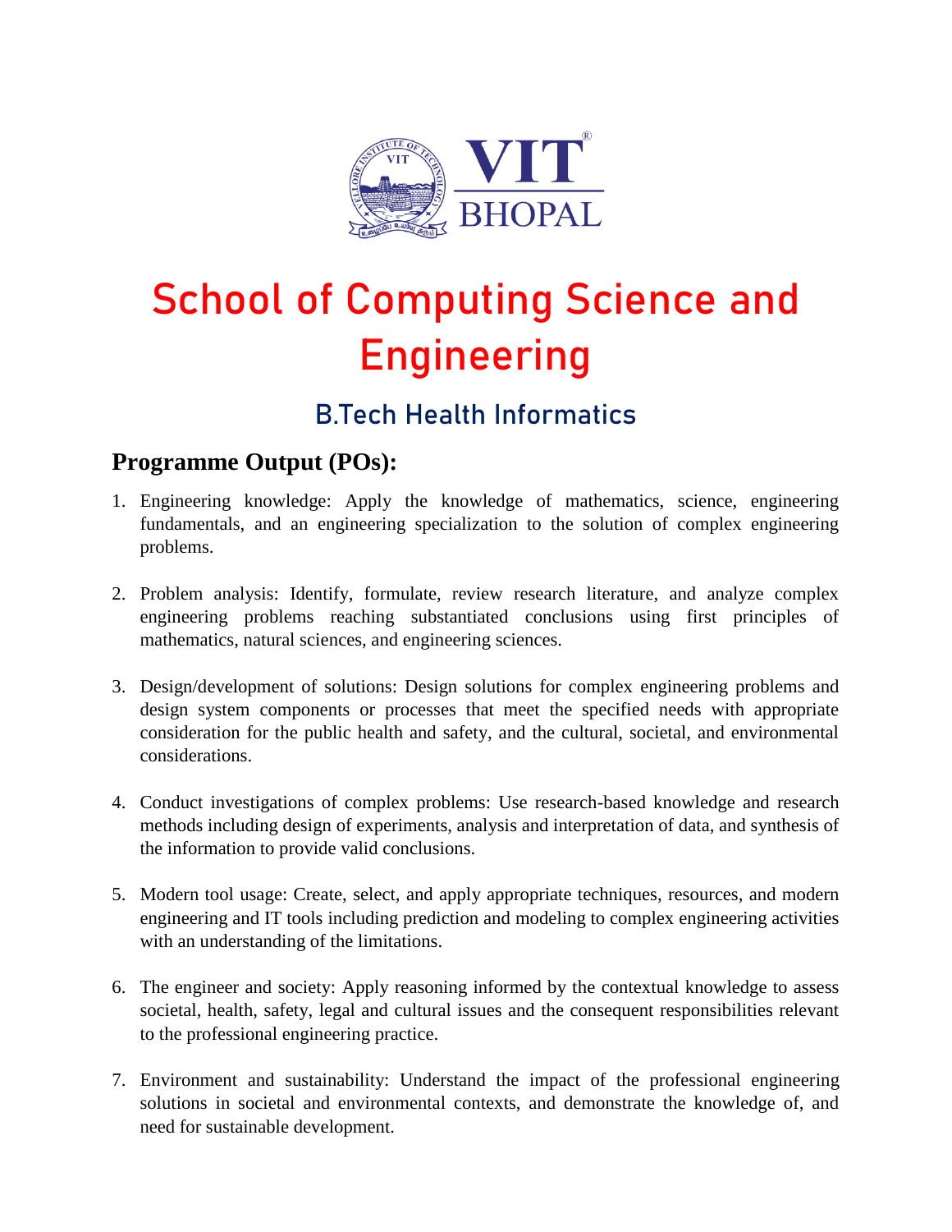# School of Computing Science and Engineering

## B.Tech Health Informatics

### Programme Output (POs):

1. Engineering knowledge: Apply the knowledge of mathematics, science, engineering fundamentals, and an engineering specialization to the solution of complex engineering problems.

2. Problem analysis: Identify, formulate, review research literature, and analyze complex engineering problems reaching substantiated conclusions using first principles of mathematics, natural sciences, and engineering sciences.

3. Design/development of solutions: Design solutions for complex engineering problems and design system components or processes that meet the specified needs with appropriate consideration for the public health and safety, and the cultural, societal, and environmental considerations.

4. Conduct investigations of complex problems: Use research-based knowledge and research methods including design of experiments, analysis and interpretation of data, and synthesis of the information to provide valid conclusions.

5. Modern tool usage: Create, select, and apply appropriate techniques, resources, and modern engineering and IT tools including prediction and modeling to complex engineering activities with an understanding of the limitations.

6. The engineer and society: Apply reasoning informed by the contextual knowledge to assess societal, health, safety, legal and cultural issues and the consequent responsibilities relevant to the professional engineering practice.

7. Environment and sustainability: Understand the impact of the professional engineering solutions in societal and environmental contexts, and demonstrate the knowledge of, and need for sustainable development.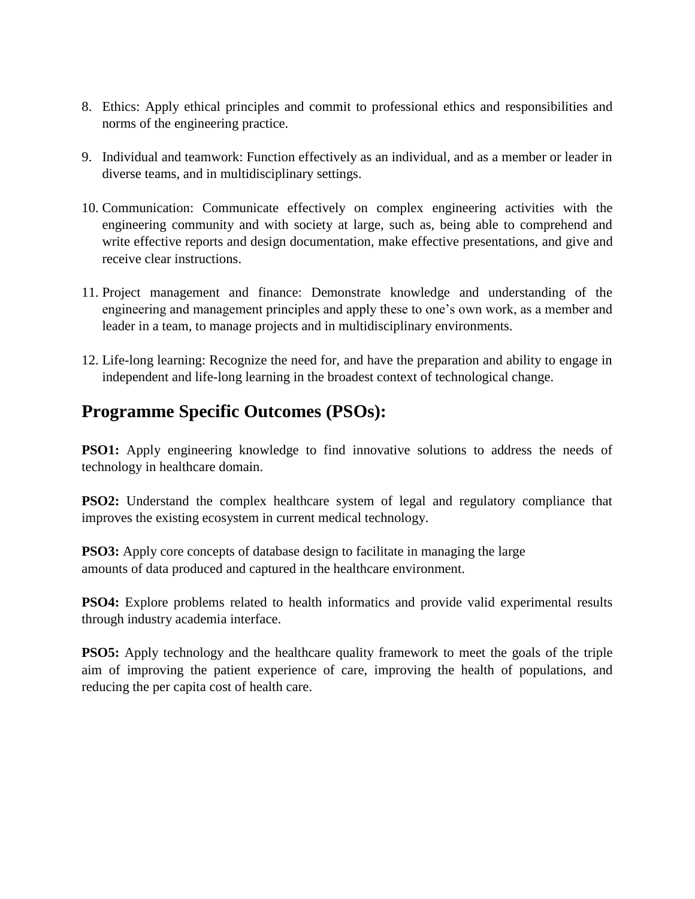8. Ethics: Apply ethical principles and commit to professional ethics and responsibilities and norms of the engineering practice.

9. Individual and teamwork: Function effectively as an individual, and as a member or leader in diverse teams, and in multidisciplinary settings.

10. Communication: Communicate effectively on complex engineering activities with the engineering community and with society at large, such as, being able to comprehend and write effective reports and design documentation, make effective presentations, and give and receive clear instructions.

11. Project management and finance: Demonstrate knowledge and understanding of the engineering and management principles and apply these to one's own work, as a member and leader in a team, to manage projects and in multidisciplinary environments.

12. Life-long learning: Recognize the need for, and have the preparation and ability to engage in independent and life-long learning in the broadest context of technological change.

## Programme Specific Outcomes (PSOs):

**PSO1:** Apply engineering knowledge to find innovative solutions to address the needs of technology in healthcare domain.

**PSO2:** Understand the complex healthcare system of legal and regulatory compliance that improves the existing ecosystem in current medical technology.

**PSO3:** Apply core concepts of database design to facilitate in managing the large amounts of data produced and captured in the healthcare environment.

**PSO4:** Explore problems related to health informatics and provide valid experimental results through industry academia interface.

**PSO5:** Apply technology and the healthcare quality framework to meet the goals of the triple aim of improving the patient experience of care, improving the health of populations, and reducing the per capita cost of health care.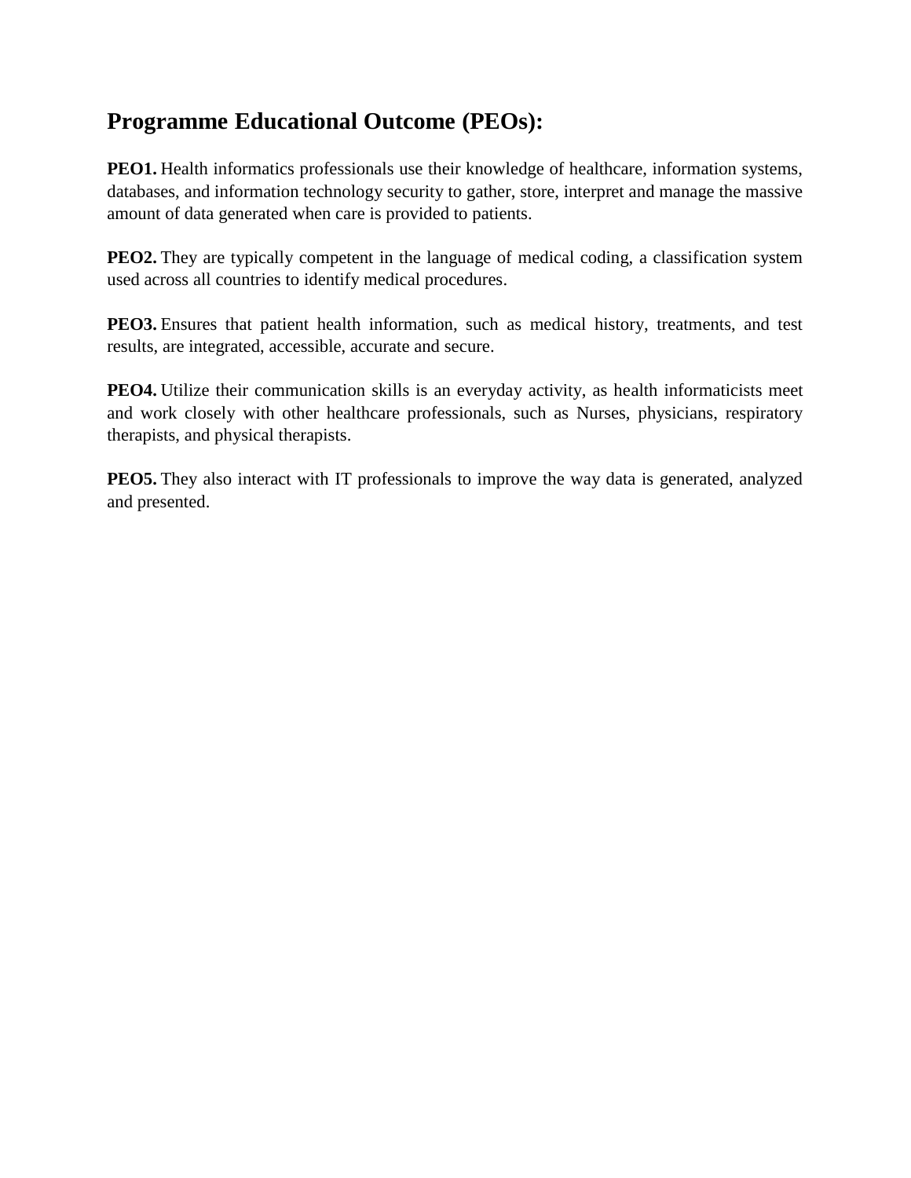## Programme Educational Outcome (PEOs):

**PEO1.** Health informatics professionals use their knowledge of healthcare, information systems, databases, and information technology security to gather, store, interpret and manage the massive amount of data generated when care is provided to patients.

**PEO2.** They are typically competent in the language of medical coding, a classification system used across all countries to identify medical procedures.

**PEO3.** Ensures that patient health information, such as medical history, treatments, and test results, are integrated, accessible, accurate and secure.

**PEO4.** Utilize their communication skills is an everyday activity, as health informaticists meet and work closely with other healthcare professionals, such as Nurses, physicians, respiratory therapists, and physical therapists.

**PEO5.** They also interact with IT professionals to improve the way data is generated, analyzed and presented.